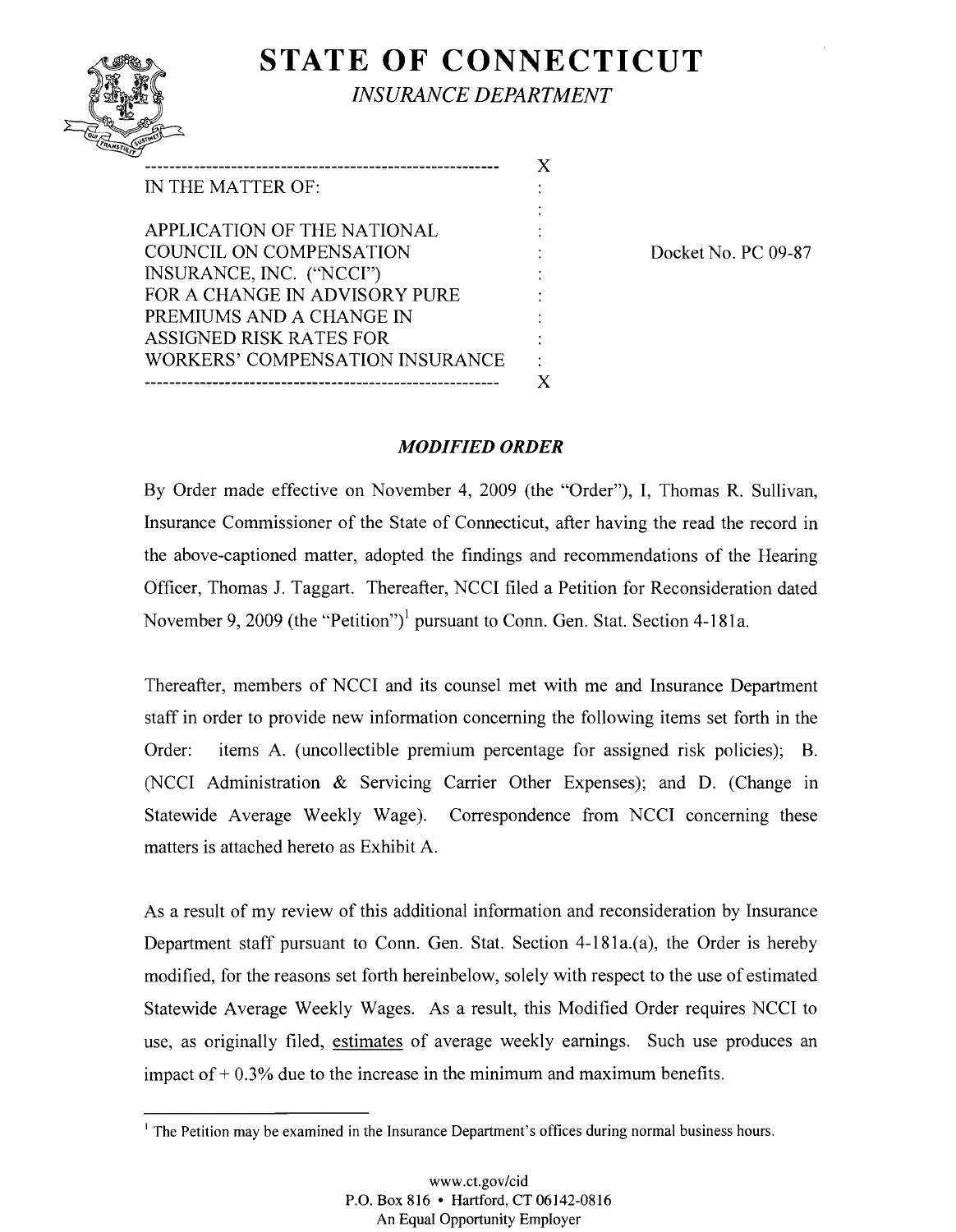# STATE OF CONNECTICUT

*INSURANCE DEPARTMENT*

---

IN THE MATTER OF:

APPLICATION OF THE NATIONAL COUNCIL ON COMPENSATION INSURANCE, INC. ("NCCI") FOR A CHANGE IN ADVISORY PURE PREMIUMS AND A CHANGE IN ASSIGNED RISK RATES FOR WORKERS' COMPENSATION INSURANCE

Docket No. PC 09-87

---

## *MODIFIED ORDER*

By Order made effective on November 4, 2009 (the "Order"), I, Thomas R. Sullivan, Insurance Commissioner of the State of Connecticut, after having the read the record in the above-captioned matter, adopted the findings and recommendations of the Hearing Officer, Thomas J. Taggart. Thereafter, NCCI filed a Petition for Reconsideration dated November 9, 2009 (the "Petition")[1] pursuant to Conn. Gen. Stat. Section 4-181a.

Thereafter, members of NCCI and its counsel met with me and Insurance Department staff in order to provide new information concerning the following items set forth in the Order: items A. (uncollectible premium percentage for assigned risk policies); B. (NCCI Administration & Servicing Carrier Other Expenses); and D. (Change in Statewide Average Weekly Wage). Correspondence from NCCI concerning these matters is attached hereto as Exhibit A.

As a result of my review of this additional information and reconsideration by Insurance Department staff pursuant to Conn. Gen. Stat. Section 4-181a.(a), the Order is hereby modified, for the reasons set forth hereinbelow, solely with respect to the use of estimated Statewide Average Weekly Wages. As a result, this Modified Order requires NCCI to use, as originally filed, <u>estimates</u> of average weekly earnings. Such use produces an impact of + 0.3% due to the increase in the minimum and maximum benefits.

---

[1] The Petition may be examined in the Insurance Department's offices during normal business hours.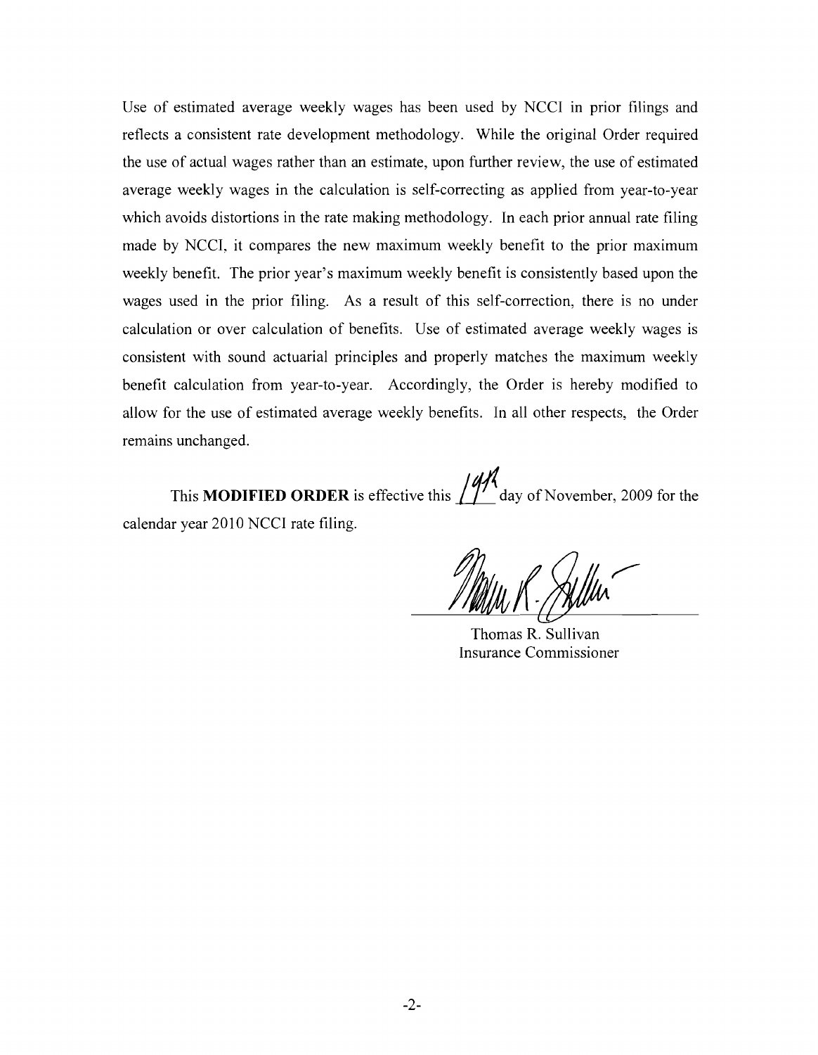Use of estimated average weekly wages has been used by NCCI in prior filings and reflects a consistent rate development methodology. While the original Order required the use of actual wages rather than an estimate, upon further review, the use of estimated average weekly wages in the calculation is self-correcting as applied from year-to-year which avoids distortions in the rate making methodology. In each prior annual rate filing made by NCCI, it compares the new maximum weekly benefit to the prior maximum weekly benefit. The prior year's maximum weekly benefit is consistently based upon the wages used in the prior filing. As a result of this self-correction, there is no under calculation or over calculation of benefits. Use of estimated average weekly wages is consistent with sound actuarial principles and properly matches the maximum weekly benefit calculation from year-to-year. Accordingly, the Order is hereby modified to allow for the use of estimated average weekly benefits. In all other respects, the Order remains unchanged.

This **MODIFIED ORDER** is effective this 19th day of November, 2009 for the calendar year 2010 NCCI rate filing.

Thomas R. Sullivan
Insurance Commissioner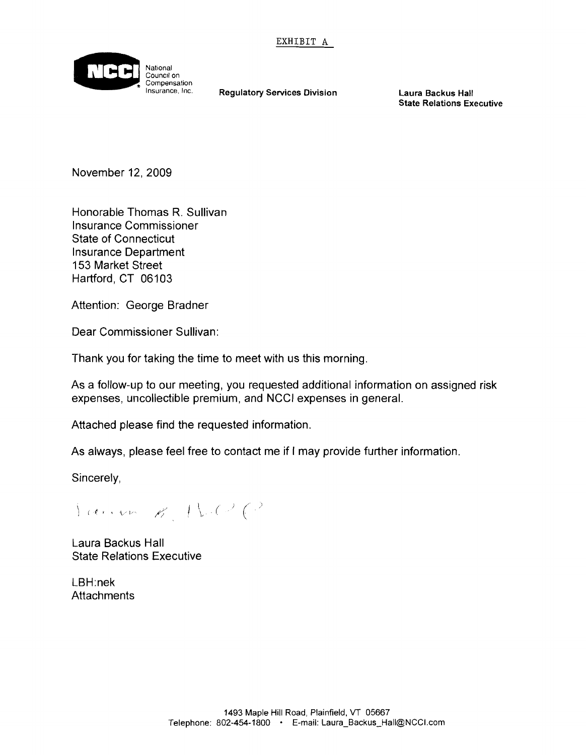EXHIBIT A

**NCCI** National Council on Compensation Insurance, Inc.

**Regulatory Services Division**

**Laura Backus Hall**
**State Relations Executive**

November 12, 2009

Honorable Thomas R. Sullivan
Insurance Commissioner
State of Connecticut
Insurance Department
153 Market Street
Hartford, CT 06103

Attention: George Bradner

Dear Commissioner Sullivan:

Thank you for taking the time to meet with us this morning.

As a follow-up to our meeting, you requested additional information on assigned risk expenses, uncollectible premium, and NCCI expenses in general.

Attached please find the requested information.

As always, please feel free to contact me if I may provide further information.

Sincerely,

Laura Backus Hall
State Relations Executive

LBH:nek
Attachments

1493 Maple Hill Road, Plainfield, VT 05667
Telephone: 802-454-1800 • E-mail: Laura_Backus_Hall@NCCI.com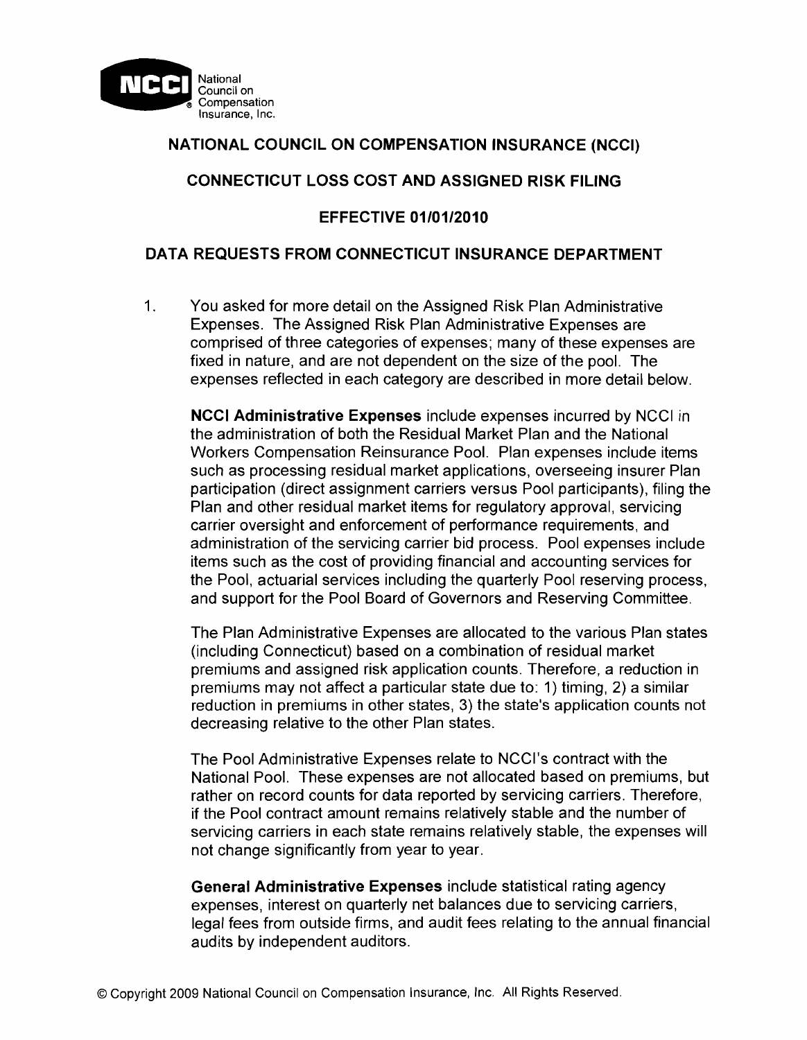NCCI National Council on Compensation Insurance, Inc.

# NATIONAL COUNCIL ON COMPENSATION INSURANCE (NCCI)

## CONNECTICUT LOSS COST AND ASSIGNED RISK FILING

## EFFECTIVE 01/01/2010

## DATA REQUESTS FROM CONNECTICUT INSURANCE DEPARTMENT

1. You asked for more detail on the Assigned Risk Plan Administrative Expenses. The Assigned Risk Plan Administrative Expenses are comprised of three categories of expenses; many of these expenses are fixed in nature, and are not dependent on the size of the pool. The expenses reflected in each category are described in more detail below.

   **NCCI Administrative Expenses** include expenses incurred by NCCI in the administration of both the Residual Market Plan and the National Workers Compensation Reinsurance Pool. Plan expenses include items such as processing residual market applications, overseeing insurer Plan participation (direct assignment carriers versus Pool participants), filing the Plan and other residual market items for regulatory approval, servicing carrier oversight and enforcement of performance requirements, and administration of the servicing carrier bid process. Pool expenses include items such as the cost of providing financial and accounting services for the Pool, actuarial services including the quarterly Pool reserving process, and support for the Pool Board of Governors and Reserving Committee.

   The Plan Administrative Expenses are allocated to the various Plan states (including Connecticut) based on a combination of residual market premiums and assigned risk application counts. Therefore, a reduction in premiums may not affect a particular state due to: 1) timing, 2) a similar reduction in premiums in other states, 3) the state's application counts not decreasing relative to the other Plan states.

   The Pool Administrative Expenses relate to NCCI's contract with the National Pool. These expenses are not allocated based on premiums, but rather on record counts for data reported by servicing carriers. Therefore, if the Pool contract amount remains relatively stable and the number of servicing carriers in each state remains relatively stable, the expenses will not change significantly from year to year.

   **General Administrative Expenses** include statistical rating agency expenses, interest on quarterly net balances due to servicing carriers, legal fees from outside firms, and audit fees relating to the annual financial audits by independent auditors.

© Copyright 2009 National Council on Compensation Insurance, Inc. All Rights Reserved.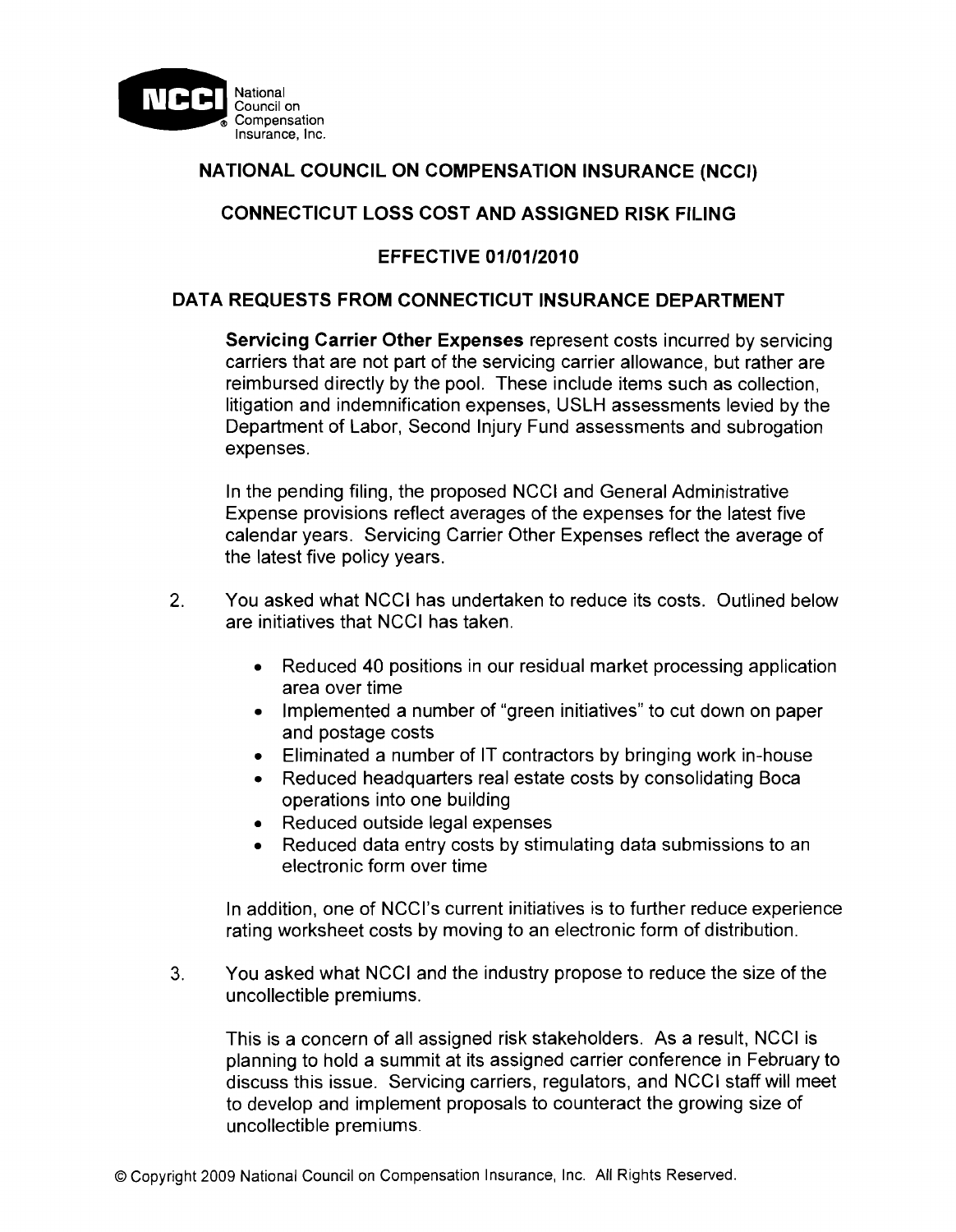# NATIONAL COUNCIL ON COMPENSATION INSURANCE (NCCI)

## CONNECTICUT LOSS COST AND ASSIGNED RISK FILING

## EFFECTIVE 01/01/2010

## DATA REQUESTS FROM CONNECTICUT INSURANCE DEPARTMENT

**Servicing Carrier Other Expenses** represent costs incurred by servicing carriers that are not part of the servicing carrier allowance, but rather are reimbursed directly by the pool. These include items such as collection, litigation and indemnification expenses, USLH assessments levied by the Department of Labor, Second Injury Fund assessments and subrogation expenses.

In the pending filing, the proposed NCCI and General Administrative Expense provisions reflect averages of the expenses for the latest five calendar years. Servicing Carrier Other Expenses reflect the average of the latest five policy years.

2. You asked what NCCI has undertaken to reduce its costs. Outlined below are initiatives that NCCI has taken.

   - Reduced 40 positions in our residual market processing application area over time
   - Implemented a number of "green initiatives" to cut down on paper and postage costs
   - Eliminated a number of IT contractors by bringing work in-house
   - Reduced headquarters real estate costs by consolidating Boca operations into one building
   - Reduced outside legal expenses
   - Reduced data entry costs by stimulating data submissions to an electronic form over time

   In addition, one of NCCI's current initiatives is to further reduce experience rating worksheet costs by moving to an electronic form of distribution.

3. You asked what NCCI and the industry propose to reduce the size of the uncollectible premiums.

   This is a concern of all assigned risk stakeholders. As a result, NCCI is planning to hold a summit at its assigned carrier conference in February to discuss this issue. Servicing carriers, regulators, and NCCI staff will meet to develop and implement proposals to counteract the growing size of uncollectible premiums.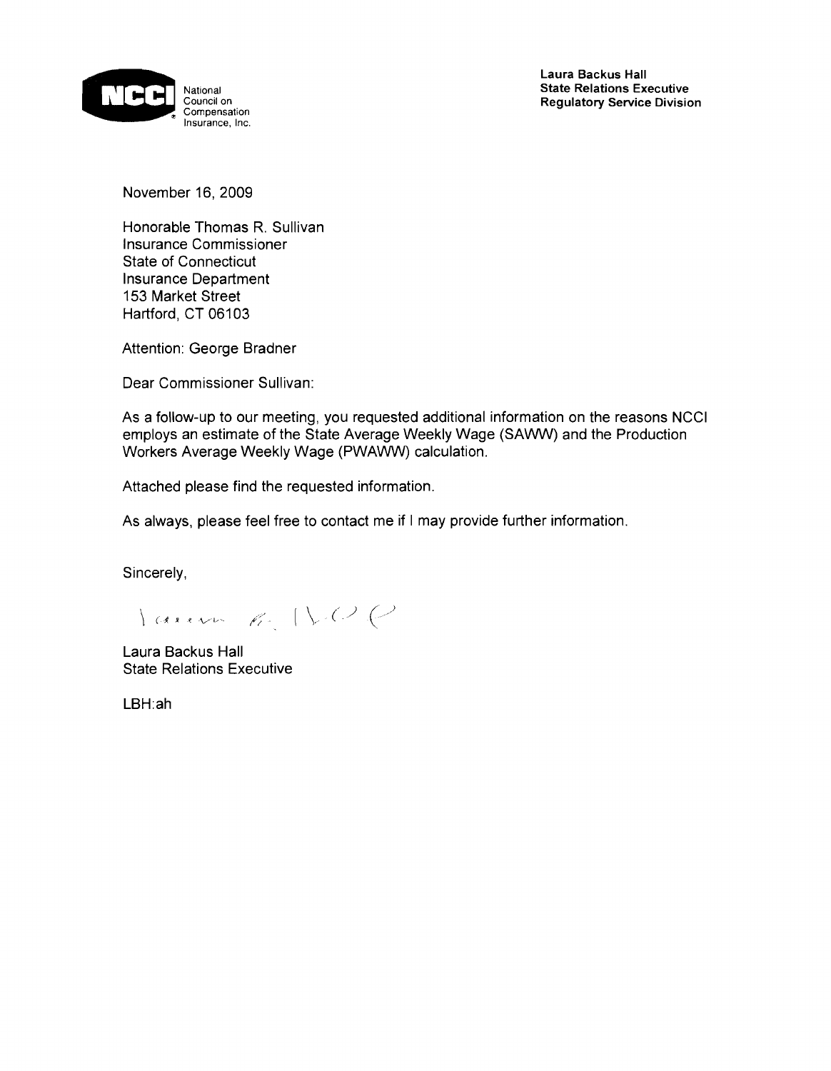**NCCI** National Council on Compensation Insurance, Inc.

**Laura Backus Hall**
**State Relations Executive**
**Regulatory Service Division**

November 16, 2009

Honorable Thomas R. Sullivan
Insurance Commissioner
State of Connecticut
Insurance Department
153 Market Street
Hartford, CT 06103

Attention: George Bradner

Dear Commissioner Sullivan:

As a follow-up to our meeting, you requested additional information on the reasons NCCI employs an estimate of the State Average Weekly Wage (SAWW) and the Production Workers Average Weekly Wage (PWAWW) calculation.

Attached please find the requested information.

As always, please feel free to contact me if I may provide further information.

Sincerely,

Laura Backus Hall
State Relations Executive

LBH:ah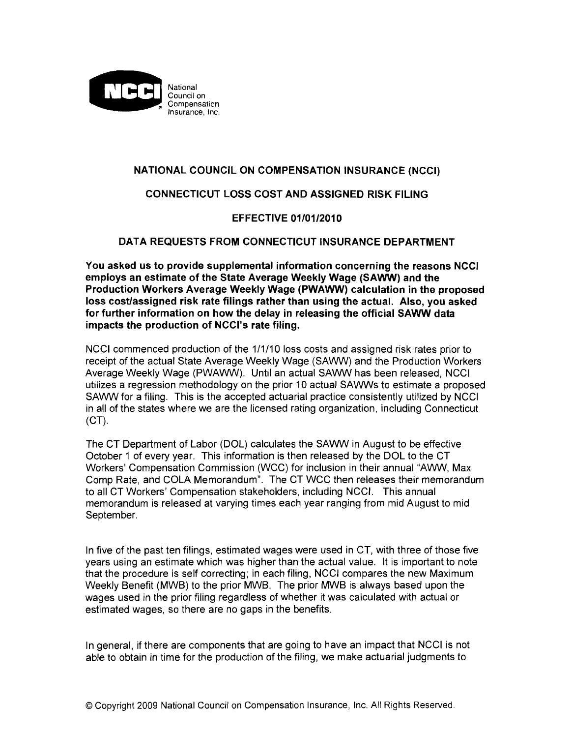National Council on Compensation Insurance, Inc.

## NATIONAL COUNCIL ON COMPENSATION INSURANCE (NCCI)

## CONNECTICUT LOSS COST AND ASSIGNED RISK FILING

## EFFECTIVE 01/01/2010

## DATA REQUESTS FROM CONNECTICUT INSURANCE DEPARTMENT

**You asked us to provide supplemental information concerning the reasons NCCI employs an estimate of the State Average Weekly Wage (SAWW) and the Production Workers Average Weekly Wage (PWAWW) calculation in the proposed loss cost/assigned risk rate filings rather than using the actual. Also, you asked for further information on how the delay in releasing the official SAWW data impacts the production of NCCI's rate filing.**

NCCI commenced production of the 1/1/10 loss costs and assigned risk rates prior to receipt of the actual State Average Weekly Wage (SAWW) and the Production Workers Average Weekly Wage (PWAWW). Until an actual SAWW has been released, NCCI utilizes a regression methodology on the prior 10 actual SAWWs to estimate a proposed SAWW for a filing. This is the accepted actuarial practice consistently utilized by NCCI in all of the states where we are the licensed rating organization, including Connecticut (CT).

The CT Department of Labor (DOL) calculates the SAWW in August to be effective October 1 of every year. This information is then released by the DOL to the CT Workers' Compensation Commission (WCC) for inclusion in their annual "AWW, Max Comp Rate, and COLA Memorandum". The CT WCC then releases their memorandum to all CT Workers' Compensation stakeholders, including NCCI. This annual memorandum is released at varying times each year ranging from mid August to mid September.

In five of the past ten filings, estimated wages were used in CT, with three of those five years using an estimate which was higher than the actual value. It is important to note that the procedure is self correcting; in each filing, NCCI compares the new Maximum Weekly Benefit (MWB) to the prior MWB. The prior MWB is always based upon the wages used in the prior filing regardless of whether it was calculated with actual or estimated wages, so there are no gaps in the benefits.

In general, if there are components that are going to have an impact that NCCI is not able to obtain in time for the production of the filing, we make actuarial judgments to

© Copyright 2009 National Council on Compensation Insurance, Inc. All Rights Reserved.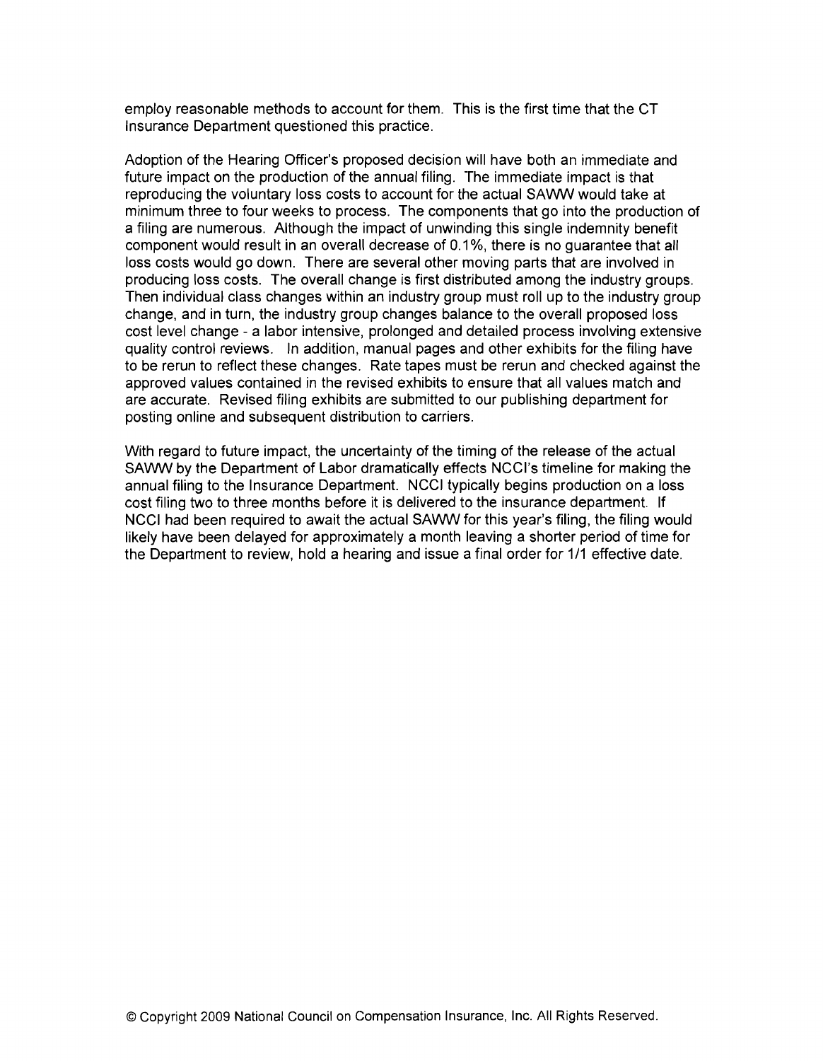employ reasonable methods to account for them. This is the first time that the CT Insurance Department questioned this practice.

Adoption of the Hearing Officer's proposed decision will have both an immediate and future impact on the production of the annual filing. The immediate impact is that reproducing the voluntary loss costs to account for the actual SAWW would take at minimum three to four weeks to process. The components that go into the production of a filing are numerous. Although the impact of unwinding this single indemnity benefit component would result in an overall decrease of 0.1%, there is no guarantee that all loss costs would go down. There are several other moving parts that are involved in producing loss costs. The overall change is first distributed among the industry groups. Then individual class changes within an industry group must roll up to the industry group change, and in turn, the industry group changes balance to the overall proposed loss cost level change - a labor intensive, prolonged and detailed process involving extensive quality control reviews. In addition, manual pages and other exhibits for the filing have to be rerun to reflect these changes. Rate tapes must be rerun and checked against the approved values contained in the revised exhibits to ensure that all values match and are accurate. Revised filing exhibits are submitted to our publishing department for posting online and subsequent distribution to carriers.

With regard to future impact, the uncertainty of the timing of the release of the actual SAWW by the Department of Labor dramatically effects NCCI's timeline for making the annual filing to the Insurance Department. NCCI typically begins production on a loss cost filing two to three months before it is delivered to the insurance department. If NCCI had been required to await the actual SAWW for this year's filing, the filing would likely have been delayed for approximately a month leaving a shorter period of time for the Department to review, hold a hearing and issue a final order for 1/1 effective date.

© Copyright 2009 National Council on Compensation Insurance, Inc. All Rights Reserved.